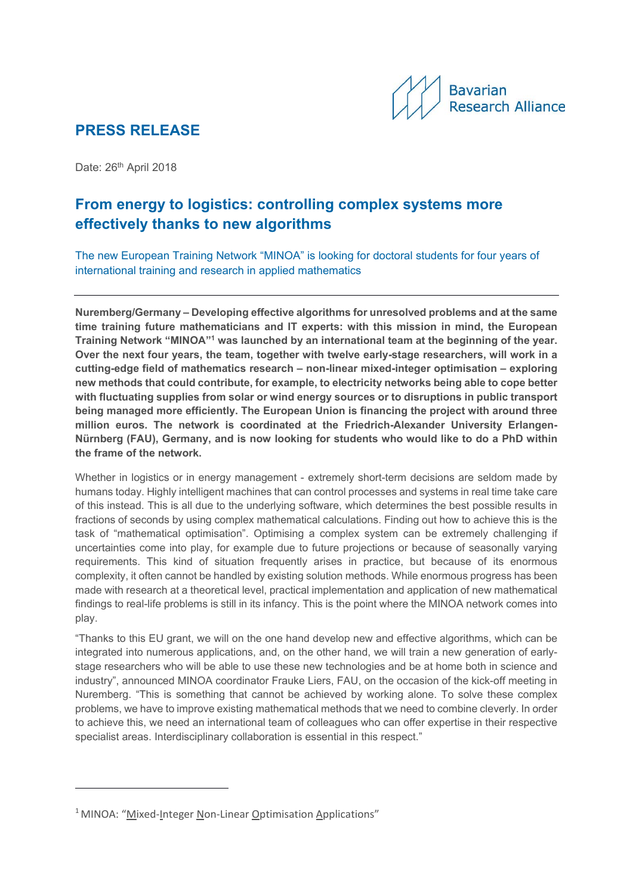Bavarian Research Alliance

## PRESS RELEASE

Date: 26th April 2018

# From energy to logistics: controlling complex systems more effectively thanks to new algorithms

The new European Training Network "MINOA" is looking for doctoral students for four years of international training and research in applied mathematics

---

**Nuremberg/Germany – Developing effective algorithms for unresolved problems and at the same time training future mathematicians and IT experts: with this mission in mind, the European Training Network "MINOA"[1] was launched by an international team at the beginning of the year. Over the next four years, the team, together with twelve early-stage researchers, will work in a cutting-edge field of mathematics research – non-linear mixed-integer optimisation – exploring new methods that could contribute, for example, to electricity networks being able to cope better with fluctuating supplies from solar or wind energy sources or to disruptions in public transport being managed more efficiently. The European Union is financing the project with around three million euros. The network is coordinated at the Friedrich-Alexander University Erlangen-Nürnberg (FAU), Germany, and is now looking for students who would like to do a PhD within the frame of the network.**

Whether in logistics or in energy management - extremely short-term decisions are seldom made by humans today. Highly intelligent machines that can control processes and systems in real time take care of this instead. This is all due to the underlying software, which determines the best possible results in fractions of seconds by using complex mathematical calculations. Finding out how to achieve this is the task of "mathematical optimisation". Optimising a complex system can be extremely challenging if uncertainties come into play, for example due to future projections or because of seasonally varying requirements. This kind of situation frequently arises in practice, but because of its enormous complexity, it often cannot be handled by existing solution methods. While enormous progress has been made with research at a theoretical level, practical implementation and application of new mathematical findings to real-life problems is still in its infancy. This is the point where the MINOA network comes into play.

"Thanks to this EU grant, we will on the one hand develop new and effective algorithms, which can be integrated into numerous applications, and, on the other hand, we will train a new generation of early-stage researchers who will be able to use these new technologies and be at home both in science and industry", announced MINOA coordinator Frauke Liers, FAU, on the occasion of the kick-off meeting in Nuremberg. "This is something that cannot be achieved by working alone. To solve these complex problems, we have to improve existing mathematical methods that we need to combine cleverly. In order to achieve this, we need an international team of colleagues who can offer expertise in their respective specialist areas. Interdisciplinary collaboration is essential in this respect."

---

[1] MINOA: "Mixed-Integer Non-Linear Optimisation Applications"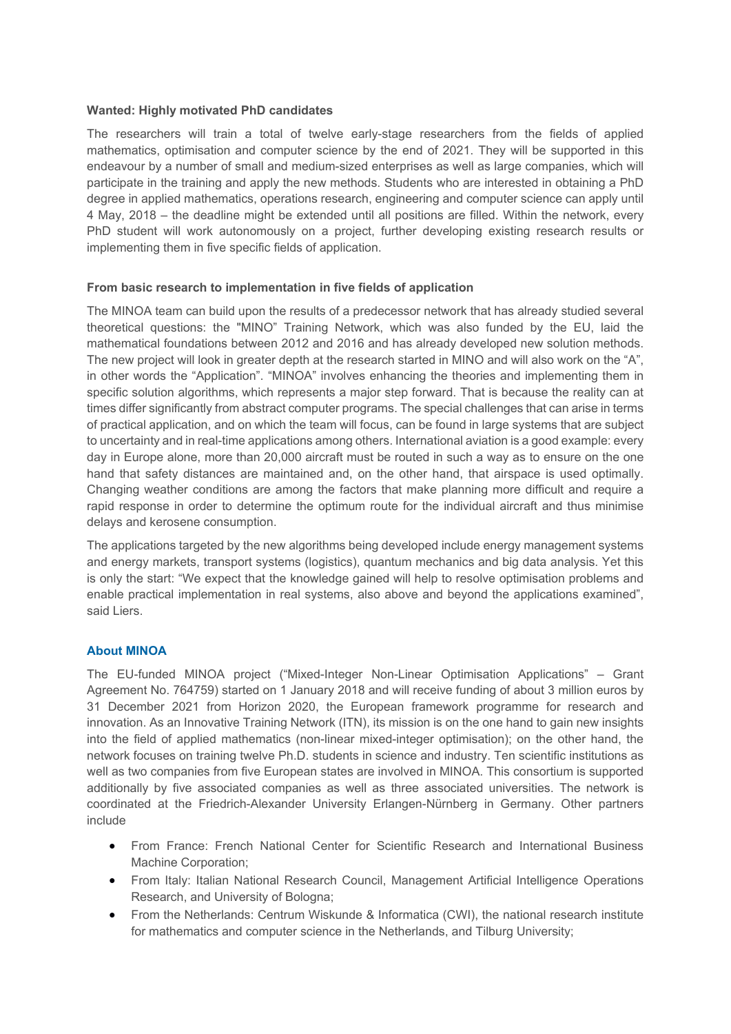**Wanted: Highly motivated PhD candidates**

The researchers will train a total of twelve early-stage researchers from the fields of applied mathematics, optimisation and computer science by the end of 2021. They will be supported in this endeavour by a number of small and medium-sized enterprises as well as large companies, which will participate in the training and apply the new methods. Students who are interested in obtaining a PhD degree in applied mathematics, operations research, engineering and computer science can apply until 4 May, 2018 – the deadline might be extended until all positions are filled. Within the network, every PhD student will work autonomously on a project, further developing existing research results or implementing them in five specific fields of application.

**From basic research to implementation in five fields of application**

The MINOA team can build upon the results of a predecessor network that has already studied several theoretical questions: the "MINO" Training Network, which was also funded by the EU, laid the mathematical foundations between 2012 and 2016 and has already developed new solution methods. The new project will look in greater depth at the research started in MINO and will also work on the "A", in other words the "Application". "MINOA" involves enhancing the theories and implementing them in specific solution algorithms, which represents a major step forward. That is because the reality can at times differ significantly from abstract computer programs. The special challenges that can arise in terms of practical application, and on which the team will focus, can be found in large systems that are subject to uncertainty and in real-time applications among others. International aviation is a good example: every day in Europe alone, more than 20,000 aircraft must be routed in such a way as to ensure on the one hand that safety distances are maintained and, on the other hand, that airspace is used optimally. Changing weather conditions are among the factors that make planning more difficult and require a rapid response in order to determine the optimum route for the individual aircraft and thus minimise delays and kerosene consumption.

The applications targeted by the new algorithms being developed include energy management systems and energy markets, transport systems (logistics), quantum mechanics and big data analysis. Yet this is only the start: "We expect that the knowledge gained will help to resolve optimisation problems and enable practical implementation in real systems, also above and beyond the applications examined", said Liers.

## About MINOA

The EU-funded MINOA project ("Mixed-Integer Non-Linear Optimisation Applications" – Grant Agreement No. 764759) started on 1 January 2018 and will receive funding of about 3 million euros by 31 December 2021 from Horizon 2020, the European framework programme for research and innovation. As an Innovative Training Network (ITN), its mission is on the one hand to gain new insights into the field of applied mathematics (non-linear mixed-integer optimisation); on the other hand, the network focuses on training twelve Ph.D. students in science and industry. Ten scientific institutions as well as two companies from five European states are involved in MINOA. This consortium is supported additionally by five associated companies as well as three associated universities. The network is coordinated at the Friedrich-Alexander University Erlangen-Nürnberg in Germany. Other partners include

- From France: French National Center for Scientific Research and International Business Machine Corporation;
- From Italy: Italian National Research Council, Management Artificial Intelligence Operations Research, and University of Bologna;
- From the Netherlands: Centrum Wiskunde & Informatica (CWI), the national research institute for mathematics and computer science in the Netherlands, and Tilburg University;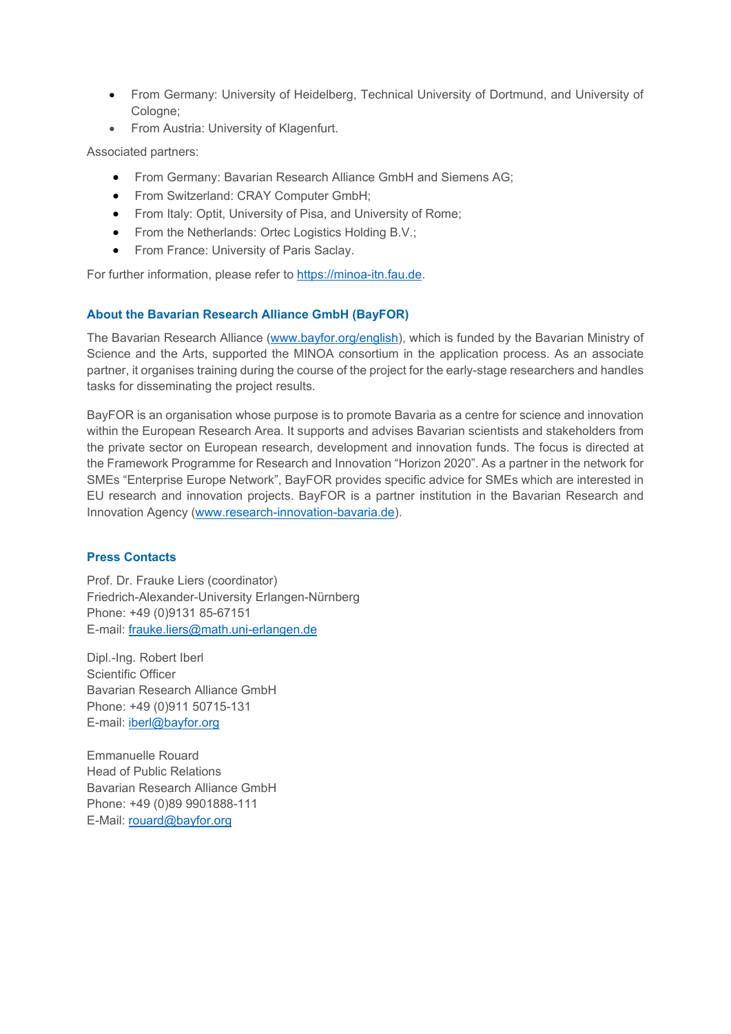- From Germany: University of Heidelberg, Technical University of Dortmund, and University of Cologne;
- From Austria: University of Klagenfurt.

Associated partners:

- From Germany: Bavarian Research Alliance GmbH and Siemens AG;
- From Switzerland: CRAY Computer GmbH;
- From Italy: Optit, University of Pisa, and University of Rome;
- From the Netherlands: Ortec Logistics Holding B.V.;
- From France: University of Paris Saclay.

For further information, please refer to https://minoa-itn.fau.de.

### About the Bavarian Research Alliance GmbH (BayFOR)

The Bavarian Research Alliance (www.bayfor.org/english), which is funded by the Bavarian Ministry of Science and the Arts, supported the MINOA consortium in the application process. As an associate partner, it organises training during the course of the project for the early-stage researchers and handles tasks for disseminating the project results.

BayFOR is an organisation whose purpose is to promote Bavaria as a centre for science and innovation within the European Research Area. It supports and advises Bavarian scientists and stakeholders from the private sector on European research, development and innovation funds. The focus is directed at the Framework Programme for Research and Innovation "Horizon 2020". As a partner in the network for SMEs "Enterprise Europe Network", BayFOR provides specific advice for SMEs which are interested in EU research and innovation projects. BayFOR is a partner institution in the Bavarian Research and Innovation Agency (www.research-innovation-bavaria.de).

### Press Contacts

Prof. Dr. Frauke Liers (coordinator)
Friedrich-Alexander-University Erlangen-Nürnberg
Phone: +49 (0)9131 85-67151
E-mail: frauke.liers@math.uni-erlangen.de

Dipl.-Ing. Robert Iberl
Scientific Officer
Bavarian Research Alliance GmbH
Phone: +49 (0)911 50715-131
E-mail: iberl@bayfor.org

Emmanuelle Rouard
Head of Public Relations
Bavarian Research Alliance GmbH
Phone: +49 (0)89 9901888-111
E-Mail: rouard@bayfor.org